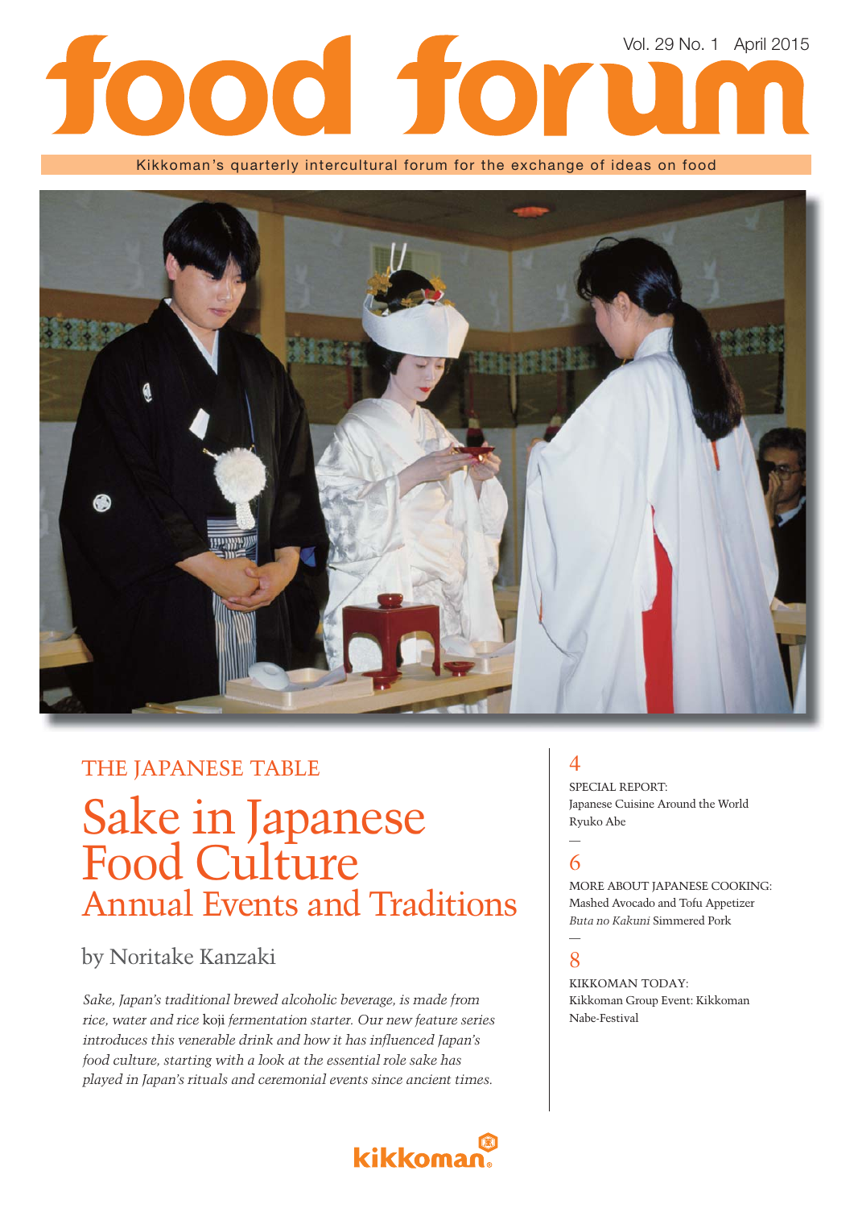# food forum

Vol. 29 No. 1 April 2015

Kikkoman's quarterly intercultural forum for the exchange of ideas on food

THE JAPANESE TABLE

# Sake in Japanese Food Culture

## Annual Events and Traditions

by Noritake Kanzaki

*Sake, Japan's traditional brewed alcoholic beverage, is made from rice, water and rice* koji *fermentation starter. Our new feature series introduces this venerable drink and how it has influenced Japan's food culture, starting with a look at the essential role sake has played in Japan's rituals and ceremonial events since ancient times.*

4
SPECIAL REPORT:
Japanese Cuisine Around the World
Ryuko Abe

6
MORE ABOUT JAPANESE COOKING:
Mashed Avocado and Tofu Appetizer
*Buta no Kakuni* Simmered Pork

8
KIKKOMAN TODAY:
Kikkoman Group Event: Kikkoman Nabe-Festival

kikkoman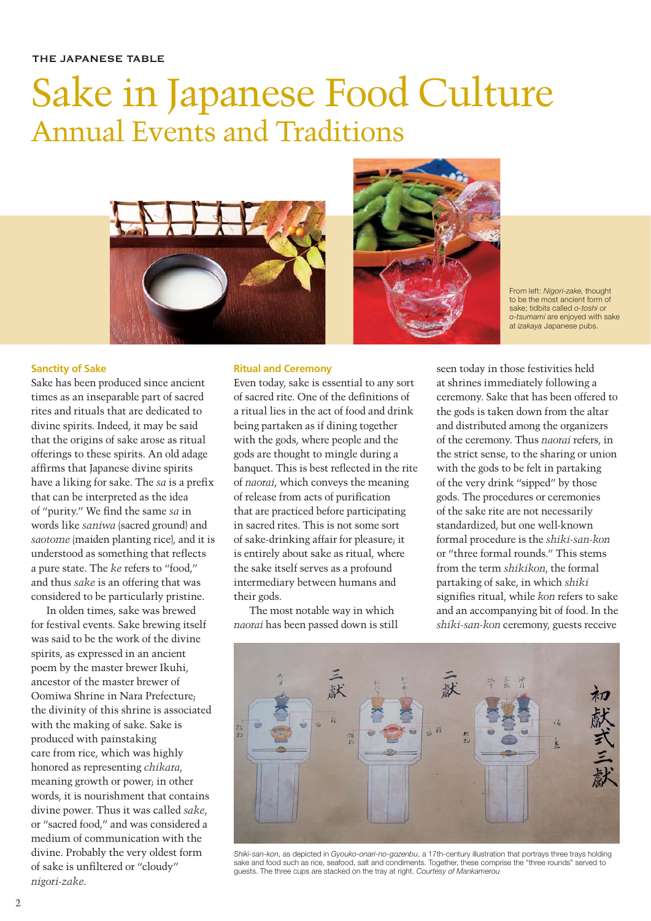# Sake in Japanese Food Culture

## Annual Events and Traditions

From left: *Nigori-zake*, thought to be the most ancient form of sake; tidbits called *o-toshi* or *o-tsumami* are enjoyed with sake at *izakaya* Japanese pubs.

### Sanctity of Sake

Sake has been produced since ancient times as an inseparable part of sacred rites and rituals that are dedicated to divine spirits. Indeed, it may be said that the origins of sake arose as ritual offerings to these spirits. An old adage affirms that Japanese divine spirits have a liking for sake. The *sa* is a prefix that can be interpreted as the idea of "purity." We find the same *sa* in words like *saniwa* (sacred ground) and *saotome* (maiden planting rice), and it is understood as something that reflects a pure state. The *ke* refers to "food," and thus *sake* is an offering that was considered to be particularly pristine.

In olden times, sake was brewed for festival events. Sake brewing itself was said to be the work of the divine spirits, as expressed in an ancient poem by the master brewer Ikuhi, ancestor of the master brewer of Oomiwa Shrine in Nara Prefecture; the divinity of this shrine is associated with the making of sake. Sake is produced with painstaking care from rice, which was highly honored as representing *chikara*, meaning growth or power; in other words, it is nourishment that contains divine power. Thus it was called *sake*, or "sacred food," and was considered a medium of communication with the divine. Probably the very oldest form of sake is unfiltered or "cloudy" *nigori-zake*.

### Ritual and Ceremony

Even today, sake is essential to any sort of sacred rite. One of the definitions of a ritual lies in the act of food and drink being partaken as if dining together with the gods, where people and the gods are thought to mingle during a banquet. This is best reflected in the rite of *naorai*, which conveys the meaning of release from acts of purification that are practiced before participating in sacred rites. This is not some sort of sake-drinking affair for pleasure; it is entirely about sake as ritual, where the sake itself serves as a profound intermediary between humans and their gods.

The most notable way in which *naorai* has been passed down is still seen today in those festivities held at shrines immediately following a ceremony. Sake that has been offered to the gods is taken down from the altar and distributed among the organizers of the ceremony. Thus *naorai* refers, in the strict sense, to the sharing or union with the gods to be felt in partaking of the very drink "sipped" by those gods. The procedures or ceremonies of the sake rite are not necessarily standardized, but one well-known formal procedure is the *shiki-san-kon* or "three formal rounds." This stems from the term *shikikon*, the formal partaking of sake, in which *shiki* signifies ritual, while *kon* refers to sake and an accompanying bit of food. In the *shiki-san-kon* ceremony, guests receive

*Shiki-san-kon*, as depicted in *Gyouko-onari-no-gozenbu*, a 17th-century illustration that portrays three trays holding sake and food such as rice, seafood, salt and condiments. Together, these comprise the "three rounds" served to guests. The three cups are stacked on the tray at right. *Courtesy of Mankamerou*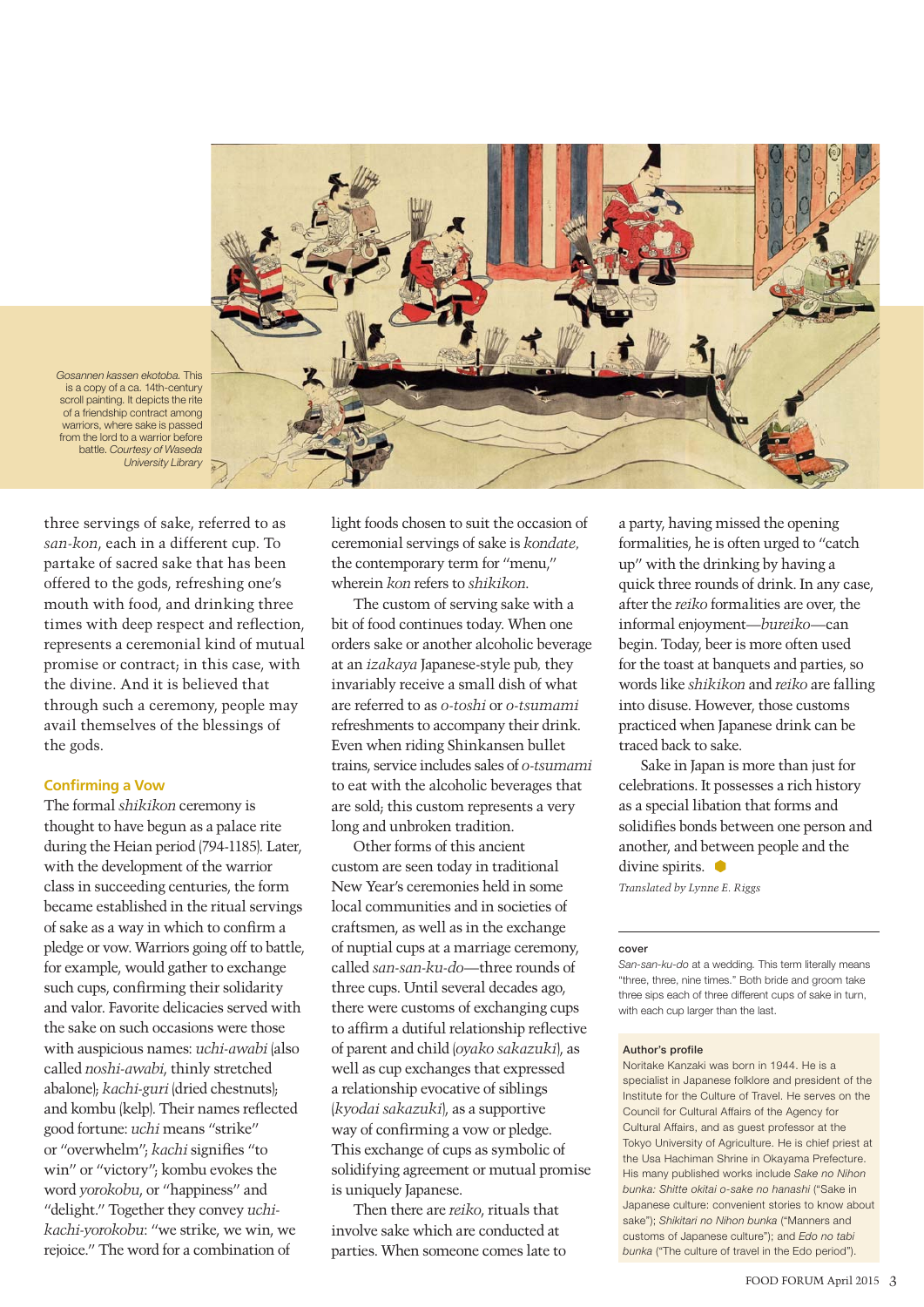*Gosannen kassen ekotoba*. This is a copy of a ca. 14th-century scroll painting. It depicts the rite of a friendship contract among warriors, where sake is passed from the lord to a warrior before battle. *Courtesy of Waseda University Library*

three servings of sake, referred to as *san-kon*, each in a different cup. To partake of sacred sake that has been offered to the gods, refreshing one's mouth with food, and drinking three times with deep respect and reflection, represents a ceremonial kind of mutual promise or contract; in this case, with the divine. And it is believed that through such a ceremony, people may avail themselves of the blessings of the gods.

## Confirming a Vow

The formal *shikikon* ceremony is thought to have begun as a palace rite during the Heian period (794-1185). Later, with the development of the warrior class in succeeding centuries, the form became established in the ritual servings of sake as a way in which to confirm a pledge or vow. Warriors going off to battle, for example, would gather to exchange such cups, confirming their solidarity and valor. Favorite delicacies served with the sake on such occasions were those with auspicious names: *uchi-awabi* (also called *noshi-awabi*, thinly stretched abalone); *kachi-guri* (dried chestnuts); and kombu (kelp). Their names reflected good fortune: *uchi* means "strike" or "overwhelm"; *kachi* signifies "to win" or "victory"; kombu evokes the word *yorokobu*, or "happiness" and "delight." Together they convey *uchi-kachi-yorokobu*: "we strike, we win, we rejoice." The word for a combination of light foods chosen to suit the occasion of ceremonial servings of sake is *kondate,* the contemporary term for "menu," wherein *kon* refers to *shikikon.*

The custom of serving sake with a bit of food continues today. When one orders sake or another alcoholic beverage at an *izakaya* Japanese-style pub, they invariably receive a small dish of what are referred to as *o-toshi* or *o-tsumami* refreshments to accompany their drink. Even when riding Shinkansen bullet trains, service includes sales of *o-tsumami* to eat with the alcoholic beverages that are sold; this custom represents a very long and unbroken tradition.

Other forms of this ancient custom are seen today in traditional New Year's ceremonies held in some local communities and in societies of craftsmen, as well as in the exchange of nuptial cups at a marriage ceremony, called *san-san-ku-do*—three rounds of three cups. Until several decades ago, there were customs of exchanging cups to affirm a dutiful relationship reflective of parent and child (*oyako sakazuki*), as well as cup exchanges that expressed a relationship evocative of siblings (*kyodai sakazuki*), as a supportive way of confirming a vow or pledge. This exchange of cups as symbolic of solidifying agreement or mutual promise is uniquely Japanese.

Then there are *reiko*, rituals that involve sake which are conducted at parties. When someone comes late to a party, having missed the opening formalities, he is often urged to "catch up" with the drinking by having a quick three rounds of drink. In any case, after the *reiko* formalities are over, the informal enjoyment—*bureiko*—can begin. Today, beer is more often used for the toast at banquets and parties, so words like *shikikon* and *reiko* are falling into disuse. However, those customs practiced when Japanese drink can be traced back to sake.

Sake in Japan is more than just for celebrations. It possesses a rich history as a special libation that forms and solidifies bonds between one person and another, and between people and the divine spirits.

*Translated by Lynne E. Riggs*

**cover**

*San-san-ku-do* at a wedding. This term literally means "three, three, nine times." Both bride and groom take three sips each of three different cups of sake in turn, with each cup larger than the last.

**Author's profile**

Noritake Kanzaki was born in 1944. He is a specialist in Japanese folklore and president of the Institute for the Culture of Travel. He serves on the Council for Cultural Affairs of the Agency for Cultural Affairs, and as guest professor at the Tokyo University of Agriculture. He is chief priest at the Usa Hachiman Shrine in Okayama Prefecture. His many published works include *Sake no Nihon bunka: Shitte okitai o-sake no hanashi* ("Sake in Japanese culture: convenient stories to know about sake"); *Shikitari no Nihon bunka* ("Manners and customs of Japanese culture"); and *Edo no tabi bunka* ("The culture of travel in the Edo period").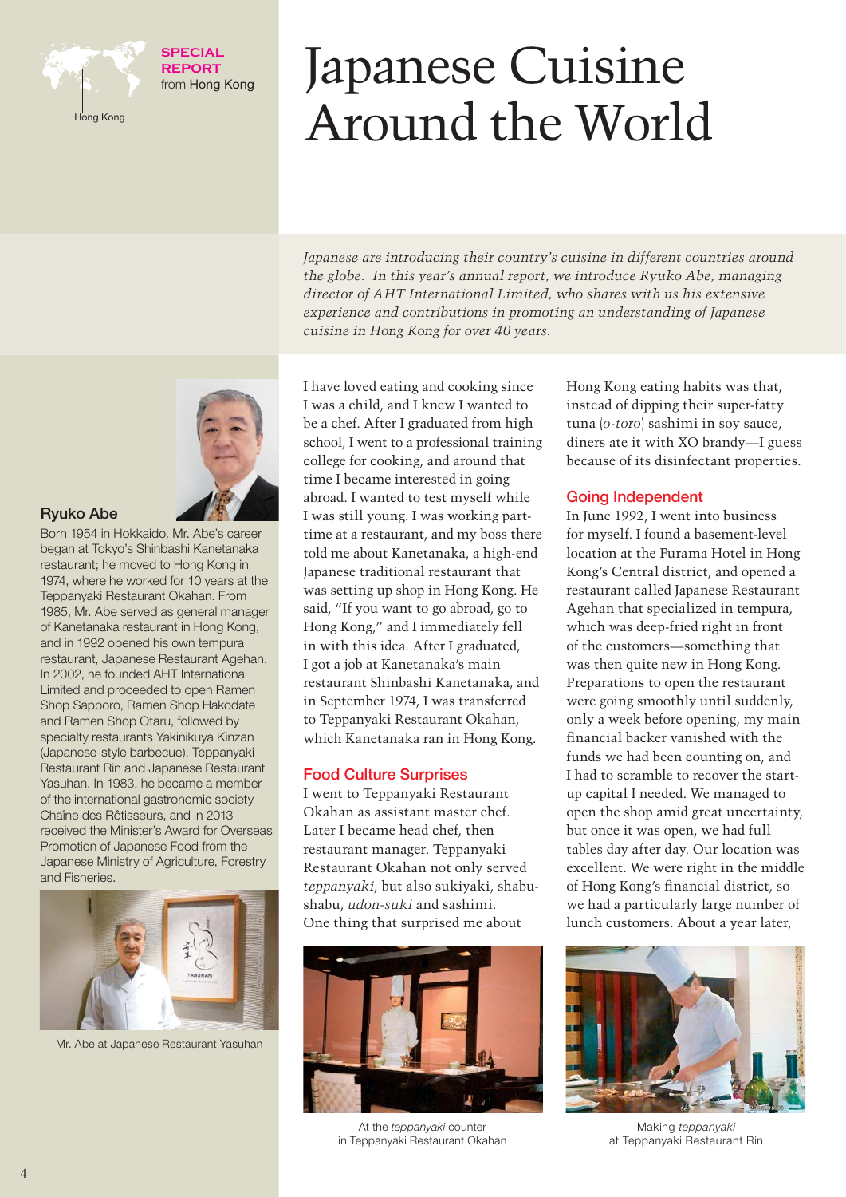**SPECIAL REPORT** from Hong Kong

Hong Kong

# Japanese Cuisine Around the World

*Japanese are introducing their country's cuisine in different countries around the globe. In this year's annual report, we introduce Ryuko Abe, managing director of AHT International Limited, who shares with us his extensive experience and contributions in promoting an understanding of Japanese cuisine in Hong Kong for over 40 years.*

### Ryuko Abe

Born 1954 in Hokkaido. Mr. Abe's career began at Tokyo's Shinbashi Kanetanaka restaurant; he moved to Hong Kong in 1974, where he worked for 10 years at the Teppanyaki Restaurant Okahan. From 1985, Mr. Abe served as general manager of Kanetanaka restaurant in Hong Kong, and in 1992 opened his own tempura restaurant, Japanese Restaurant Agehan. In 2002, he founded AHT International Limited and proceeded to open Ramen Shop Sapporo, Ramen Shop Hakodate and Ramen Shop Otaru, followed by specialty restaurants Yakinikuya Kinzan (Japanese-style barbecue), Teppanyaki Restaurant Rin and Japanese Restaurant Yasuhan. In 1983, he became a member of the international gastronomic society Chaîne des Rôtisseurs, and in 2013 received the Minister's Award for Overseas Promotion of Japanese Food from the Japanese Ministry of Agriculture, Forestry and Fisheries.

Mr. Abe at Japanese Restaurant Yasuhan

I have loved eating and cooking since I was a child, and I knew I wanted to be a chef. After I graduated from high school, I went to a professional training college for cooking, and around that time I became interested in going abroad. I wanted to test myself while I was still young. I was working part-time at a restaurant, and my boss there told me about Kanetanaka, a high-end Japanese traditional restaurant that was setting up shop in Hong Kong. He said, "If you want to go abroad, go to Hong Kong," and I immediately fell in with this idea. After I graduated, I got a job at Kanetanaka's main restaurant Shinbashi Kanetanaka, and in September 1974, I was transferred to Teppanyaki Restaurant Okahan, which Kanetanaka ran in Hong Kong.

## Food Culture Surprises

I went to Teppanyaki Restaurant Okahan as assistant master chef. Later I became head chef, then restaurant manager. Teppanyaki Restaurant Okahan not only served *teppanyaki*, but also sukiyaki, shabu-shabu, *udon-suki* and sashimi. One thing that surprised me about Hong Kong eating habits was that, instead of dipping their super-fatty tuna (*o-toro*) sashimi in soy sauce, diners ate it with XO brandy—I guess because of its disinfectant properties.

At the *teppanyaki* counter in Teppanyaki Restaurant Okahan

## Going Independent

In June 1992, I went into business for myself. I found a basement-level location at the Furama Hotel in Hong Kong's Central district, and opened a restaurant called Japanese Restaurant Agehan that specialized in tempura, which was deep-fried right in front of the customers—something that was then quite new in Hong Kong. Preparations to open the restaurant were going smoothly until suddenly, only a week before opening, my main financial backer vanished with the funds we had been counting on, and I had to scramble to recover the start-up capital I needed. We managed to open the shop amid great uncertainty, but once it was open, we had full tables day after day. Our location was excellent. We were right in the middle of Hong Kong's financial district, so we had a particularly large number of lunch customers. About a year later,

Making *teppanyaki* at Teppanyaki Restaurant Rin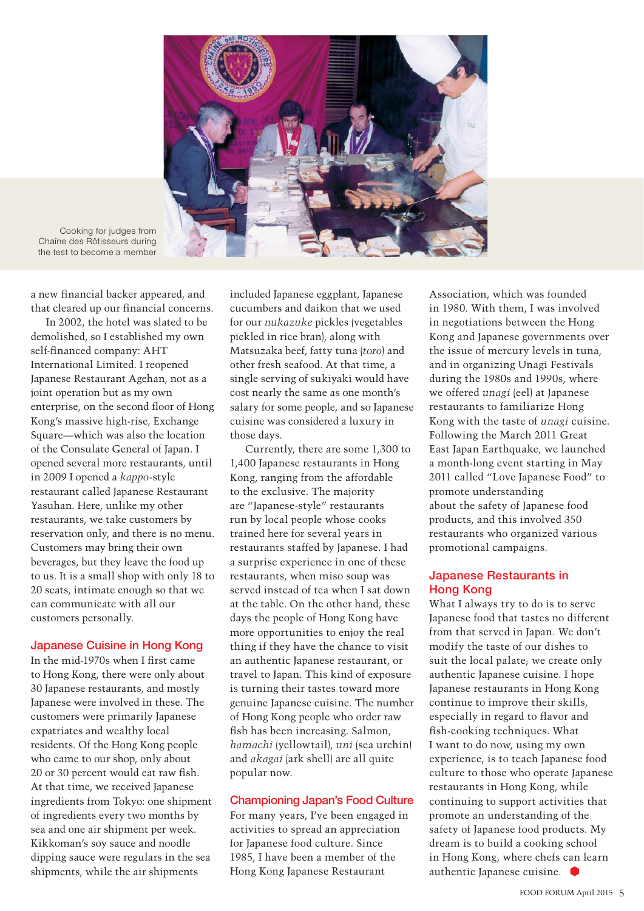Cooking for judges from Chaîne des Rôtisseurs during the test to become a member

a new financial backer appeared, and that cleared up our financial concerns.

In 2002, the hotel was slated to be demolished, so I established my own self-financed company: AHT International Limited. I reopened Japanese Restaurant Agehan, not as a joint operation but as my own enterprise, on the second floor of Hong Kong's massive high-rise, Exchange Square—which was also the location of the Consulate General of Japan. I opened several more restaurants, until in 2009 I opened a *kappo*-style restaurant called Japanese Restaurant Yasuhan. Here, unlike my other restaurants, we take customers by reservation only, and there is no menu. Customers may bring their own beverages, but they leave the food up to us. It is a small shop with only 18 to 20 seats, intimate enough so that we can communicate with all our customers personally.

## Japanese Cuisine in Hong Kong

In the mid-1970s when I first came to Hong Kong, there were only about 30 Japanese restaurants, and mostly Japanese were involved in these. The customers were primarily Japanese expatriates and wealthy local residents. Of the Hong Kong people who came to our shop, only about 20 or 30 percent would eat raw fish. At that time, we received Japanese ingredients from Tokyo: one shipment of ingredients every two months by sea and one air shipment per week. Kikkoman's soy sauce and noodle dipping sauce were regulars in the sea shipments, while the air shipments included Japanese eggplant, Japanese cucumbers and daikon that we used for our *nukazuke* pickles (vegetables pickled in rice bran), along with Matsuzaka beef, fatty tuna (*toro*) and other fresh seafood. At that time, a single serving of sukiyaki would have cost nearly the same as one month's salary for some people, and so Japanese cuisine was considered a luxury in those days.

Currently, there are some 1,300 to 1,400 Japanese restaurants in Hong Kong, ranging from the affordable to the exclusive. The majority are "Japanese-style" restaurants run by local people whose cooks trained here for several years in restaurants staffed by Japanese. I had a surprise experience in one of these restaurants, when miso soup was served instead of tea when I sat down at the table. On the other hand, these days the people of Hong Kong have more opportunities to enjoy the real thing if they have the chance to visit an authentic Japanese restaurant, or travel to Japan. This kind of exposure is turning their tastes toward more genuine Japanese cuisine. The number of Hong Kong people who order raw fish has been increasing. Salmon, *hamachi* (yellowtail), *uni* (sea urchin) and *akagai* (ark shell) are all quite popular now.

## Championing Japan's Food Culture

For many years, I've been engaged in activities to spread an appreciation for Japanese food culture. Since 1985, I have been a member of the Hong Kong Japanese Restaurant Association, which was founded in 1980. With them, I was involved in negotiations between the Hong Kong and Japanese governments over the issue of mercury levels in tuna, and in organizing Unagi Festivals during the 1980s and 1990s, where we offered *unagi* (eel) at Japanese restaurants to familiarize Hong Kong with the taste of *unagi* cuisine. Following the March 2011 Great East Japan Earthquake, we launched a month-long event starting in May 2011 called "Love Japanese Food" to promote understanding about the safety of Japanese food products, and this involved 350 restaurants who organized various promotional campaigns.

## Japanese Restaurants in Hong Kong

What I always try to do is to serve Japanese food that tastes no different from that served in Japan. We don't modify the taste of our dishes to suit the local palate; we create only authentic Japanese cuisine. I hope Japanese restaurants in Hong Kong continue to improve their skills, especially in regard to flavor and fish-cooking techniques. What I want to do now, using my own experience, is to teach Japanese food culture to those who operate Japanese restaurants in Hong Kong, while continuing to support activities that promote an understanding of the safety of Japanese food products. My dream is to build a cooking school in Hong Kong, where chefs can learn authentic Japanese cuisine.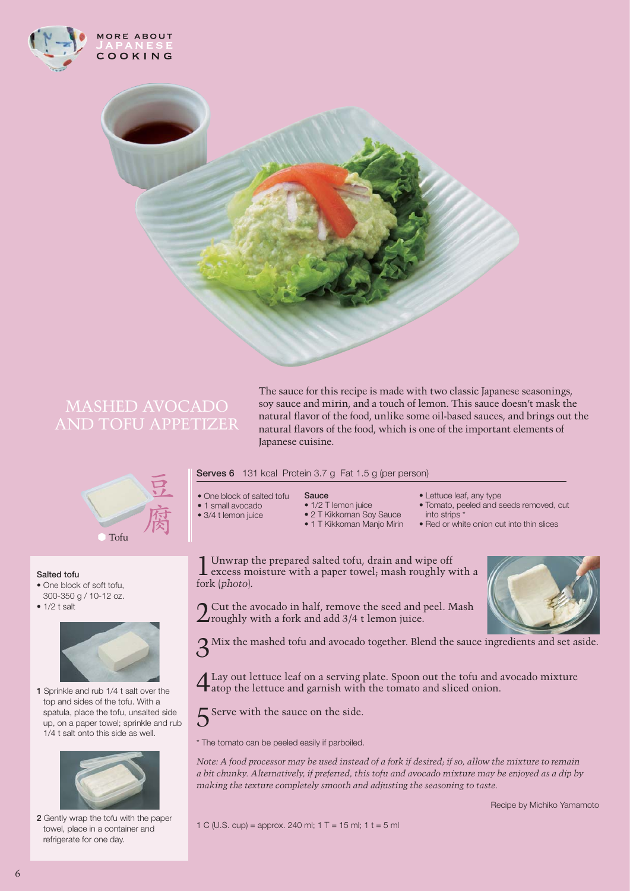# MASHED AVOCADO AND TOFU APPETIZER

The sauce for this recipe is made with two classic Japanese seasonings, soy sauce and mirin, and a touch of lemon. This sauce doesn't mask the natural flavor of the food, unlike some oil-based sauces, and brings out the natural flavors of the food, which is one of the important elements of Japanese cuisine.

豆腐

Tofu

**Serves 6** 131 kcal Protein 3.7 g Fat 1.5 g (per person)

- One block of salted tofu
- 1 small avocado
- 3/4 t lemon juice

**Sauce**
- 1/2 T lemon juice
- 2 T Kikkoman Soy Sauce
- 1 T Kikkoman Manjo Mirin

- Lettuce leaf, any type
- Tomato, peeled and seeds removed, cut into strips *
- Red or white onion cut into thin slices

1 Unwrap the prepared salted tofu, drain and wipe off excess moisture with a paper towel; mash roughly with a fork (*photo*).

2 Cut the avocado in half, remove the seed and peel. Mash roughly with a fork and add 3/4 t lemon juice.

3 Mix the mashed tofu and avocado together. Blend the sauce ingredients and set aside.

4 Lay out lettuce leaf on a serving plate. Spoon out the tofu and avocado mixture atop the lettuce and garnish with the tomato and sliced onion.

5 Serve with the sauce on the side.

\* The tomato can be peeled easily if parboiled.

*Note: A food processor may be used instead of a fork if desired; if so, allow the mixture to remain a bit chunky. Alternatively, if preferred, this tofu and avocado mixture may be enjoyed as a dip by making the texture completely smooth and adjusting the seasoning to taste.*

Recipe by Michiko Yamamoto

1 C (U.S. cup) = approx. 240 ml; 1 T = 15 ml; 1 t = 5 ml

**Salted tofu**
- One block of soft tofu, 300-350 g / 10-12 oz.
- 1/2 t salt

**1** Sprinkle and rub 1/4 t salt over the top and sides of the tofu. With a spatula, place the tofu, unsalted side up, on a paper towel; sprinkle and rub 1/4 t salt onto this side as well.

**2** Gently wrap the tofu with the paper towel, place in a container and refrigerate for one day.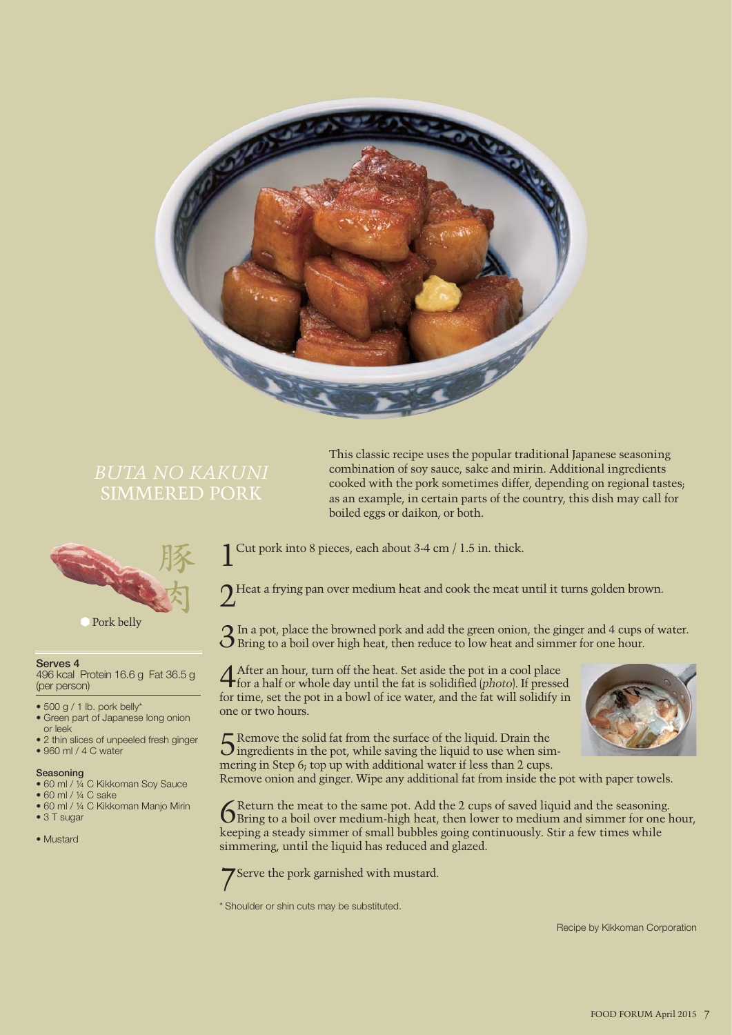# *BUTA NO KAKUNI*
# SIMMERED PORK

This classic recipe uses the popular traditional Japanese seasoning combination of soy sauce, sake and mirin. Additional ingredients cooked with the pork sometimes differ, depending on regional tastes; as an example, in certain parts of the country, this dish may call for boiled eggs or daikon, or both.

豚肉

Pork belly

**Serves 4**
496 kcal Protein 16.6 g Fat 36.5 g (per person)

- 500 g / 1 lb. pork belly*
- Green part of Japanese long onion or leek
- 2 thin slices of unpeeled fresh ginger
- 960 ml / 4 C water

**Seasoning**

- 60 ml / ¼ C Kikkoman Soy Sauce
- 60 ml / ¼ C sake
- 60 ml / ¼ C Kikkoman Manjo Mirin
- 3 T sugar

- Mustard

1. Cut pork into 8 pieces, each about 3-4 cm / 1.5 in. thick.

2. Heat a frying pan over medium heat and cook the meat until it turns golden brown.

3. In a pot, place the browned pork and add the green onion, the ginger and 4 cups of water. Bring to a boil over high heat, then reduce to low heat and simmer for one hour.

4. After an hour, turn off the heat. Set aside the pot in a cool place for a half or whole day until the fat is solidified (*photo*). If pressed for time, set the pot in a bowl of ice water, and the fat will solidify in one or two hours.

5. Remove the solid fat from the surface of the liquid. Drain the ingredients in the pot, while saving the liquid to use when simmering in Step 6; top up with additional water if less than 2 cups. Remove onion and ginger. Wipe any additional fat from inside the pot with paper towels.

6. Return the meat to the same pot. Add the 2 cups of saved liquid and the seasoning. Bring to a boil over medium-high heat, then lower to medium and simmer for one hour, keeping a steady simmer of small bubbles going continuously. Stir a few times while simmering, until the liquid has reduced and glazed.

7. Serve the pork garnished with mustard.

* Shoulder or shin cuts may be substituted.

Recipe by Kikkoman Corporation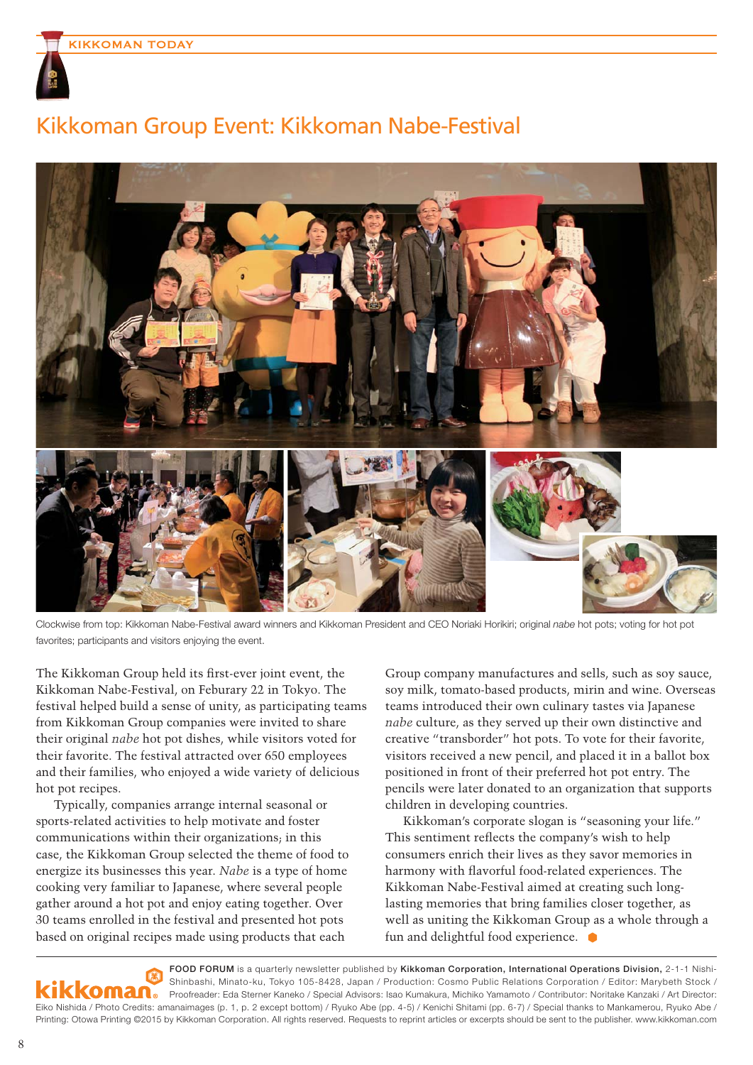KIKKOMAN TODAY

# Kikkoman Group Event: Kikkoman Nabe-Festival

Clockwise from top: Kikkoman Nabe-Festival award winners and Kikkoman President and CEO Noriaki Horikiri; original *nabe* hot pots; voting for hot pot favorites; participants and visitors enjoying the event.

The Kikkoman Group held its first-ever joint event, the Kikkoman Nabe-Festival, on Feburary 22 in Tokyo. The festival helped build a sense of unity, as participating teams from Kikkoman Group companies were invited to share their original *nabe* hot pot dishes, while visitors voted for their favorite. The festival attracted over 650 employees and their families, who enjoyed a wide variety of delicious hot pot recipes.

Typically, companies arrange internal seasonal or sports-related activities to help motivate and foster communications within their organizations; in this case, the Kikkoman Group selected the theme of food to energize its businesses this year. *Nabe* is a type of home cooking very familiar to Japanese, where several people gather around a hot pot and enjoy eating together. Over 30 teams enrolled in the festival and presented hot pots based on original recipes made using products that each Group company manufactures and sells, such as soy sauce, soy milk, tomato-based products, mirin and wine. Overseas teams introduced their own culinary tastes via Japanese *nabe* culture, as they served up their own distinctive and creative "transborder" hot pots. To vote for their favorite, visitors received a new pencil, and placed it in a ballot box positioned in front of their preferred hot pot entry. The pencils were later donated to an organization that supports children in developing countries.

Kikkoman's corporate slogan is "seasoning your life." This sentiment reflects the company's wish to help consumers enrich their lives as they savor memories in harmony with flavorful food-related experiences. The Kikkoman Nabe-Festival aimed at creating such long-lasting memories that bring families closer together, as well as uniting the Kikkoman Group as a whole through a fun and delightful food experience.

kikkoman

**FOOD FORUM** is a quarterly newsletter published by **Kikkoman Corporation, International Operations Division,** 2-1-1 Nishi-Shinbashi, Minato-ku, Tokyo 105-8428, Japan / Production: Cosmo Public Relations Corporation / Editor: Marybeth Stock / Proofreader: Eda Sterner Kaneko / Special Advisors: Isao Kumakura, Michiko Yamamoto / Contributor: Noritake Kanzaki / Art Director: Eiko Nishida / Photo Credits: amanaimages (p. 1, p. 2 except bottom) / Ryuko Abe (pp. 4-5) / Kenichi Shitami (pp. 6-7) / Special thanks to Mankamerou, Ryuko Abe / Printing: Otowa Printing ©2015 by Kikkoman Corporation. All rights reserved. Requests to reprint articles or excerpts should be sent to the publisher. www.kikkoman.com